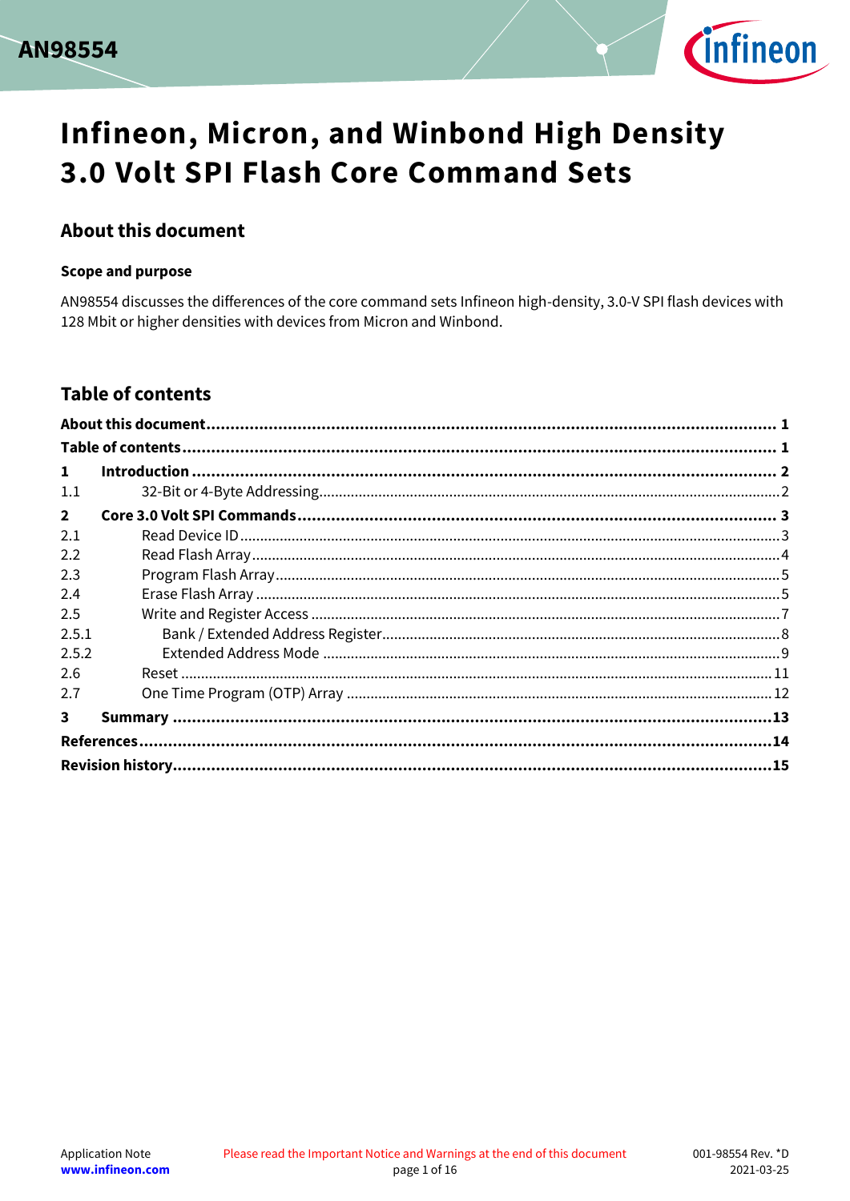# Infineon, Micron, and Winbond High Density 3.0 Volt SPI Flash Core Command Sets

## About this document

### Scope and purpose

AN98554 discusses the differences of the core command sets Infineon high-density, 3.0-V SPI flash devices with 128 Mbit or higher densities with devices from Micron and Winbond.

## Table of contents

**About this document** ........ 1

**Table of contents** ........ 1

**1 Introduction** ........ 2

1.1 32-Bit or 4-Byte Addressing ........ 2

**2 Core 3.0 Volt SPI Commands** ........ 3

2.1 Read Device ID ........ 3

2.2 Read Flash Array ........ 4

2.3 Program Flash Array ........ 5

2.4 Erase Flash Array ........ 5

2.5 Write and Register Access ........ 7

2.5.1 Bank / Extended Address Register ........ 8

2.5.2 Extended Address Mode ........ 9

2.6 Reset ........ 11

2.7 One Time Program (OTP) Array ........ 12

**3 Summary** ........ 13

**References** ........ 14

**Revision history** ........ 15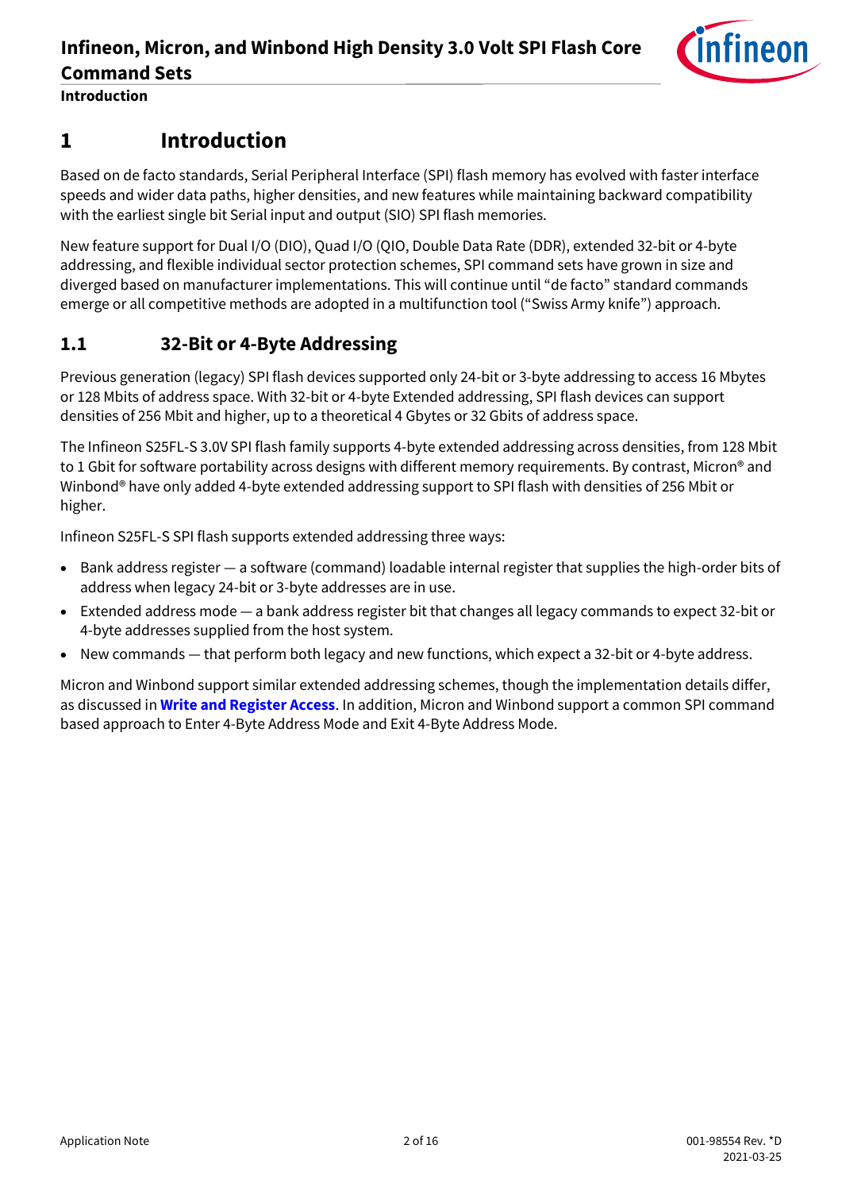# 1 Introduction

Based on de facto standards, Serial Peripheral Interface (SPI) flash memory has evolved with faster interface speeds and wider data paths, higher densities, and new features while maintaining backward compatibility with the earliest single bit Serial input and output (SIO) SPI flash memories.

New feature support for Dual I/O (DIO), Quad I/O (QIO, Double Data Rate (DDR), extended 32-bit or 4-byte addressing, and flexible individual sector protection schemes, SPI command sets have grown in size and diverged based on manufacturer implementations. This will continue until "de facto" standard commands emerge or all competitive methods are adopted in a multifunction tool ("Swiss Army knife") approach.

## 1.1 32-Bit or 4-Byte Addressing

Previous generation (legacy) SPI flash devices supported only 24-bit or 3-byte addressing to access 16 Mbytes or 128 Mbits of address space. With 32-bit or 4-byte Extended addressing, SPI flash devices can support densities of 256 Mbit and higher, up to a theoretical 4 Gbytes or 32 Gbits of address space.

The Infineon S25FL-S 3.0V SPI flash family supports 4-byte extended addressing across densities, from 128 Mbit to 1 Gbit for software portability across designs with different memory requirements. By contrast, Micron® and Winbond® have only added 4-byte extended addressing support to SPI flash with densities of 256 Mbit or higher.

Infineon S25FL-S SPI flash supports extended addressing three ways:

- Bank address register — a software (command) loadable internal register that supplies the high-order bits of address when legacy 24-bit or 3-byte addresses are in use.
- Extended address mode — a bank address register bit that changes all legacy commands to expect 32-bit or 4-byte addresses supplied from the host system.
- New commands — that perform both legacy and new functions, which expect a 32-bit or 4-byte address.

Micron and Winbond support similar extended addressing schemes, though the implementation details differ, as discussed in **Write and Register Access**. In addition, Micron and Winbond support a common SPI command based approach to Enter 4-Byte Address Mode and Exit 4-Byte Address Mode.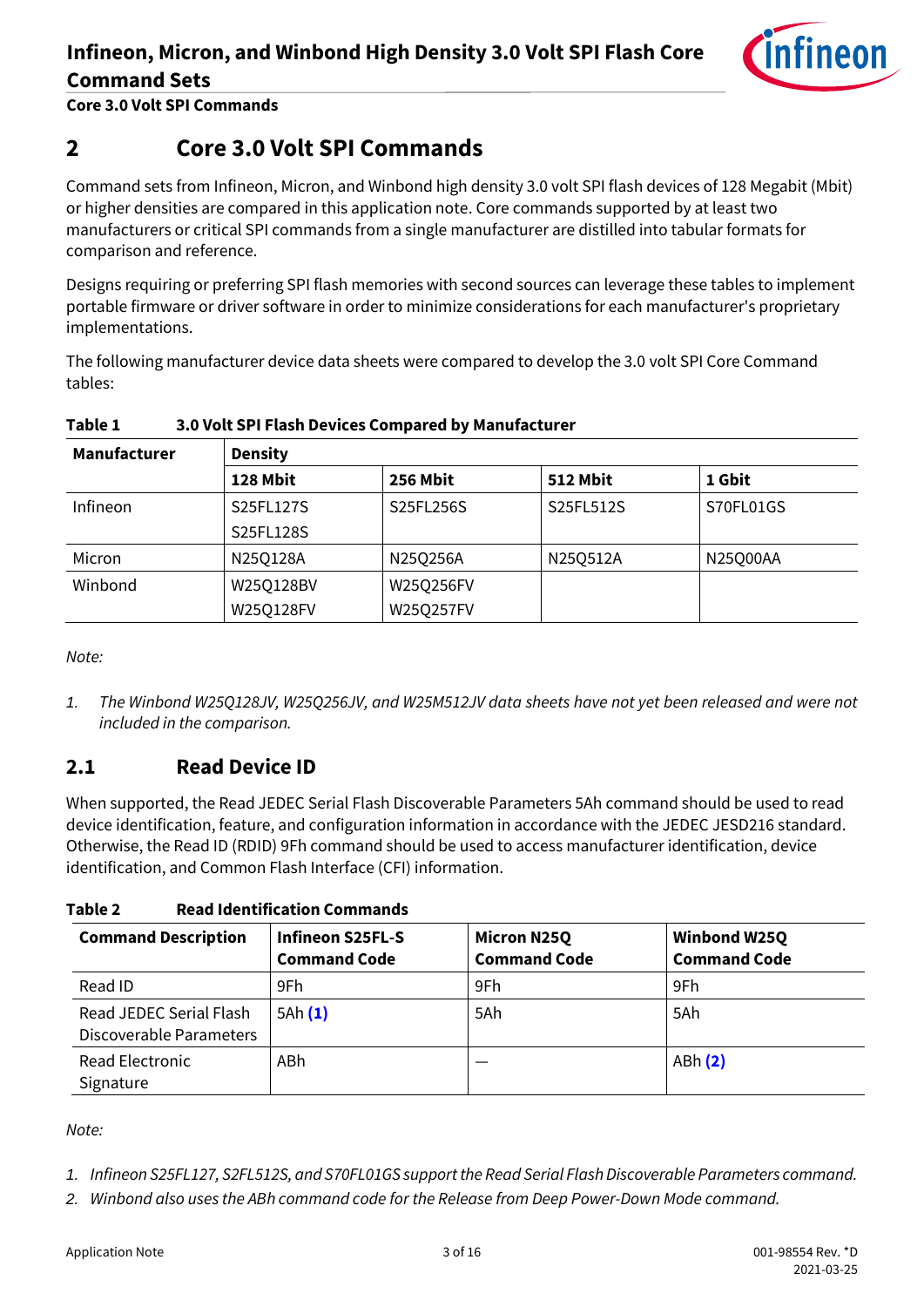## 2 Core 3.0 Volt SPI Commands

Command sets from Infineon, Micron, and Winbond high density 3.0 volt SPI flash devices of 128 Megabit (Mbit) or higher densities are compared in this application note. Core commands supported by at least two manufacturers or critical SPI commands from a single manufacturer are distilled into tabular formats for comparison and reference.

Designs requiring or preferring SPI flash memories with second sources can leverage these tables to implement portable firmware or driver software in order to minimize considerations for each manufacturer's proprietary implementations.

The following manufacturer device data sheets were compared to develop the 3.0 volt SPI Core Command tables:

**Table 1 3.0 Volt SPI Flash Devices Compared by Manufacturer**

| Manufacturer | Density | | | |
|---|---|---|---|---|
| | **128 Mbit** | **256 Mbit** | **512 Mbit** | **1 Gbit** |
| Infineon | S25FL127S<br>S25FL128S | S25FL256S | S25FL512S | S70FL01GS |
| Micron | N25Q128A | N25Q256A | N25Q512A | N25Q00AA |
| Winbond | W25Q128BV<br>W25Q128FV | W25Q256FV<br>W25Q257FV | | |

*Note:*

1. *The Winbond W25Q128JV, W25Q256JV, and W25M512JV data sheets have not yet been released and were not included in the comparison.*

### 2.1 Read Device ID

When supported, the Read JEDEC Serial Flash Discoverable Parameters 5Ah command should be used to read device identification, feature, and configuration information in accordance with the JEDEC JESD216 standard. Otherwise, the Read ID (RDID) 9Fh command should be used to access manufacturer identification, device identification, and Common Flash Interface (CFI) information.

**Table 2 Read Identification Commands**

| Command Description | Infineon S25FL-S Command Code | Micron N25Q Command Code | Winbond W25Q Command Code |
|---|---|---|---|
| Read ID | 9Fh | 9Fh | 9Fh |
| Read JEDEC Serial Flash Discoverable Parameters | 5Ah (1) | 5Ah | 5Ah |
| Read Electronic Signature | ABh | — | ABh (2) |

*Note:*

1. *Infineon S25FL127, S2FL512S, and S70FL01GS support the Read Serial Flash Discoverable Parameters command.*
2. *Winbond also uses the ABh command code for the Release from Deep Power-Down Mode command.*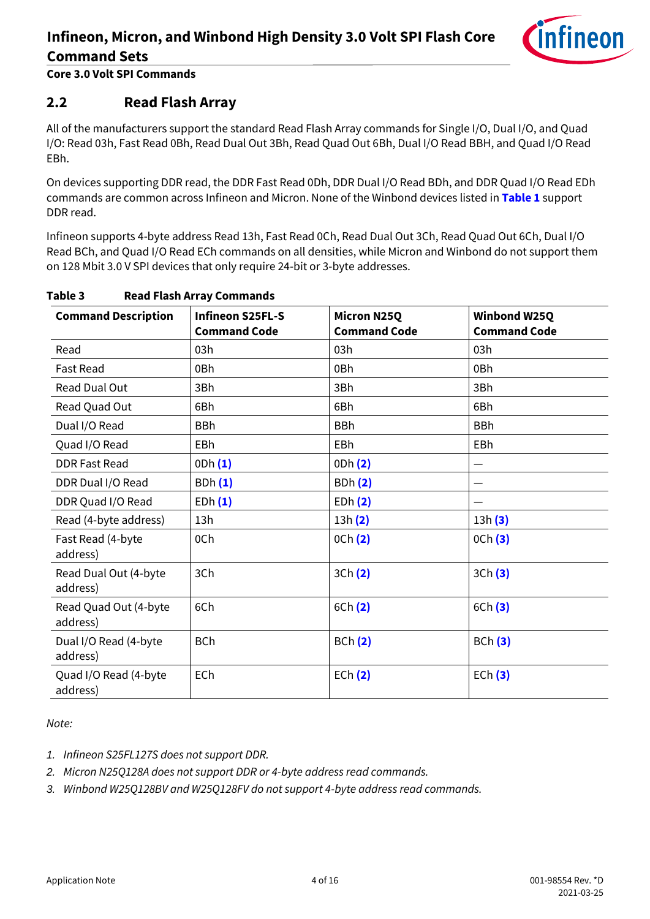## 2.2 Read Flash Array

All of the manufacturers support the standard Read Flash Array commands for Single I/O, Dual I/O, and Quad I/O: Read 03h, Fast Read 0Bh, Read Dual Out 3Bh, Read Quad Out 6Bh, Dual I/O Read BBH, and Quad I/O Read EBh.

On devices supporting DDR read, the DDR Fast Read 0Dh, DDR Dual I/O Read BDh, and DDR Quad I/O Read EDh commands are common across Infineon and Micron. None of the Winbond devices listed in **Table 1** support DDR read.

Infineon supports 4-byte address Read 13h, Fast Read 0Ch, Read Dual Out 3Ch, Read Quad Out 6Ch, Dual I/O Read BCh, and Quad I/O Read ECh commands on all densities, while Micron and Winbond do not support them on 128 Mbit 3.0 V SPI devices that only require 24-bit or 3-byte addresses.

**Table 3 Read Flash Array Commands**

| Command Description | Infineon S25FL-S Command Code | Micron N25Q Command Code | Winbond W25Q Command Code |
|---|---|---|---|
| Read | 03h | 03h | 03h |
| Fast Read | 0Bh | 0Bh | 0Bh |
| Read Dual Out | 3Bh | 3Bh | 3Bh |
| Read Quad Out | 6Bh | 6Bh | 6Bh |
| Dual I/O Read | BBh | BBh | BBh |
| Quad I/O Read | EBh | EBh | EBh |
| DDR Fast Read | 0Dh **(1)** | 0Dh **(2)** | — |
| DDR Dual I/O Read | BDh **(1)** | BDh **(2)** | — |
| DDR Quad I/O Read | EDh **(1)** | EDh **(2)** | — |
| Read (4-byte address) | 13h | 13h **(2)** | 13h **(3)** |
| Fast Read (4-byte address) | 0Ch | 0Ch **(2)** | 0Ch **(3)** |
| Read Dual Out (4-byte address) | 3Ch | 3Ch **(2)** | 3Ch **(3)** |
| Read Quad Out (4-byte address) | 6Ch | 6Ch **(2)** | 6Ch **(3)** |
| Dual I/O Read (4-byte address) | BCh | BCh **(2)** | BCh **(3)** |
| Quad I/O Read (4-byte address) | ECh | ECh **(2)** | ECh **(3)** |

*Note:*

1. *Infineon S25FL127S does not support DDR.*
2. *Micron N25Q128A does not support DDR or 4-byte address read commands.*
3. *Winbond W25Q128BV and W25Q128FV do not support 4-byte address read commands.*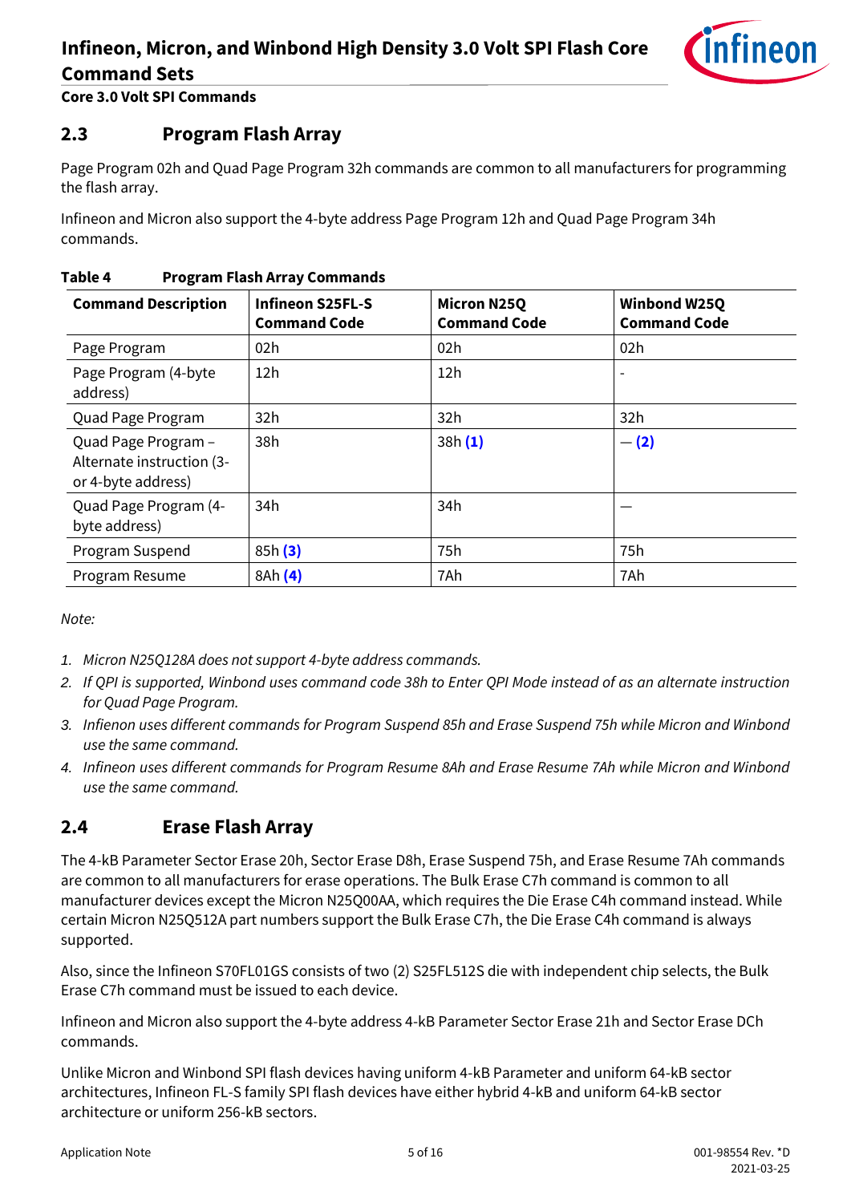## 2.3 Program Flash Array

Page Program 02h and Quad Page Program 32h commands are common to all manufacturers for programming the flash array.

Infineon and Micron also support the 4-byte address Page Program 12h and Quad Page Program 34h commands.

**Table 4 Program Flash Array Commands**

| Command Description | Infineon S25FL-S Command Code | Micron N25Q Command Code | Winbond W25Q Command Code |
|---|---|---|---|
| Page Program | 02h | 02h | 02h |
| Page Program (4-byte address) | 12h | 12h | - |
| Quad Page Program | 32h | 32h | 32h |
| Quad Page Program – Alternate instruction (3- or 4-byte address) | 38h | 38h **(1)** | — **(2)** |
| Quad Page Program (4-byte address) | 34h | 34h | — |
| Program Suspend | 85h **(3)** | 75h | 75h |
| Program Resume | 8Ah **(4)** | 7Ah | 7Ah |

*Note:*

1. *Micron N25Q128A does not support 4-byte address commands.*
2. *If QPI is supported, Winbond uses command code 38h to Enter QPI Mode instead of as an alternate instruction for Quad Page Program.*
3. *Infienon uses different commands for Program Suspend 85h and Erase Suspend 75h while Micron and Winbond use the same command.*
4. *Infineon uses different commands for Program Resume 8Ah and Erase Resume 7Ah while Micron and Winbond use the same command.*

## 2.4 Erase Flash Array

The 4-kB Parameter Sector Erase 20h, Sector Erase D8h, Erase Suspend 75h, and Erase Resume 7Ah commands are common to all manufacturers for erase operations. The Bulk Erase C7h command is common to all manufacturer devices except the Micron N25Q00AA, which requires the Die Erase C4h command instead. While certain Micron N25Q512A part numbers support the Bulk Erase C7h, the Die Erase C4h command is always supported.

Also, since the Infineon S70FL01GS consists of two (2) S25FL512S die with independent chip selects, the Bulk Erase C7h command must be issued to each device.

Infineon and Micron also support the 4-byte address 4-kB Parameter Sector Erase 21h and Sector Erase DCh commands.

Unlike Micron and Winbond SPI flash devices having uniform 4-kB Parameter and uniform 64-kB sector architectures, Infineon FL-S family SPI flash devices have either hybrid 4-kB and uniform 64-kB sector architecture or uniform 256-kB sectors.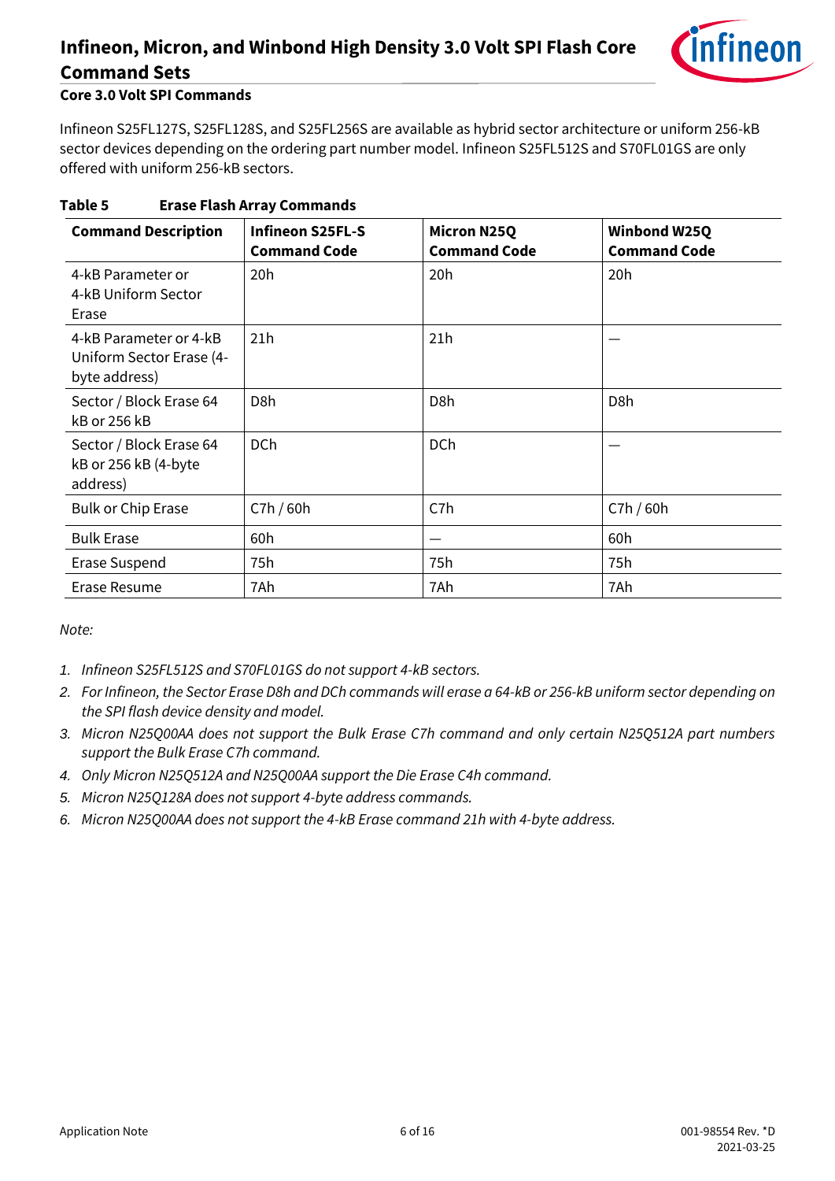### Core 3.0 Volt SPI Commands

Infineon S25FL127S, S25FL128S, and S25FL256S are available as hybrid sector architecture or uniform 256-kB sector devices depending on the ordering part number model. Infineon S25FL512S and S70FL01GS are only offered with uniform 256-kB sectors.

**Table 5 Erase Flash Array Commands**

| Command Description | Infineon S25FL-S Command Code | Micron N25Q Command Code | Winbond W25Q Command Code |
|---|---|---|---|
| 4-kB Parameter or 4-kB Uniform Sector Erase | 20h | 20h | 20h |
| 4-kB Parameter or 4-kB Uniform Sector Erase (4-byte address) | 21h | 21h | — |
| Sector / Block Erase 64 kB or 256 kB | D8h | D8h | D8h |
| Sector / Block Erase 64 kB or 256 kB (4-byte address) | DCh | DCh | — |
| Bulk or Chip Erase | C7h / 60h | C7h | C7h / 60h |
| Bulk Erase | 60h | — | 60h |
| Erase Suspend | 75h | 75h | 75h |
| Erase Resume | 7Ah | 7Ah | 7Ah |

*Note:*

1. *Infineon S25FL512S and S70FL01GS do not support 4-kB sectors.*
2. *For Infineon, the Sector Erase D8h and DCh commands will erase a 64-kB or 256-kB uniform sector depending on the SPI flash device density and model.*
3. *Micron N25Q00AA does not support the Bulk Erase C7h command and only certain N25Q512A part numbers support the Bulk Erase C7h command.*
4. *Only Micron N25Q512A and N25Q00AA support the Die Erase C4h command.*
5. *Micron N25Q128A does not support 4-byte address commands.*
6. *Micron N25Q00AA does not support the 4-kB Erase command 21h with 4-byte address.*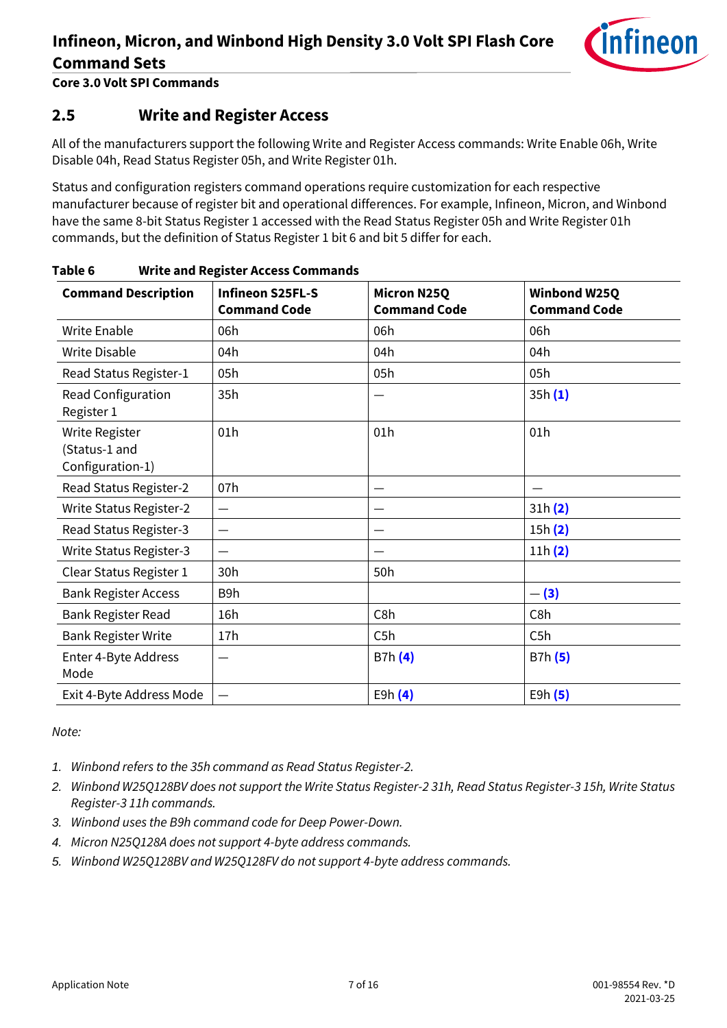## 2.5 Write and Register Access

All of the manufacturers support the following Write and Register Access commands: Write Enable 06h, Write Disable 04h, Read Status Register 05h, and Write Register 01h.

Status and configuration registers command operations require customization for each respective manufacturer because of register bit and operational differences. For example, Infineon, Micron, and Winbond have the same 8-bit Status Register 1 accessed with the Read Status Register 05h and Write Register 01h commands, but the definition of Status Register 1 bit 6 and bit 5 differ for each.

**Table 6 Write and Register Access Commands**

| Command Description | Infineon S25FL-S Command Code | Micron N25Q Command Code | Winbond W25Q Command Code |
|---|---|---|---|
| Write Enable | 06h | 06h | 06h |
| Write Disable | 04h | 04h | 04h |
| Read Status Register-1 | 05h | 05h | 05h |
| Read Configuration Register 1 | 35h | — | 35h (1) |
| Write Register (Status-1 and Configuration-1) | 01h | 01h | 01h |
| Read Status Register-2 | 07h | — | — |
| Write Status Register-2 | — | — | 31h (2) |
| Read Status Register-3 | — | — | 15h (2) |
| Write Status Register-3 | — | — | 11h (2) |
| Clear Status Register 1 | 30h | 50h | |
| Bank Register Access | B9h | | — (3) |
| Bank Register Read | 16h | C8h | C8h |
| Bank Register Write | 17h | C5h | C5h |
| Enter 4-Byte Address Mode | — | B7h (4) | B7h (5) |
| Exit 4-Byte Address Mode | — | E9h (4) | E9h (5) |

*Note:*

1. *Winbond refers to the 35h command as Read Status Register-2.*
2. *Winbond W25Q128BV does not support the Write Status Register-2 31h, Read Status Register-3 15h, Write Status Register-3 11h commands.*
3. *Winbond uses the B9h command code for Deep Power-Down.*
4. *Micron N25Q128A does not support 4-byte address commands.*
5. *Winbond W25Q128BV and W25Q128FV do not support 4-byte address commands.*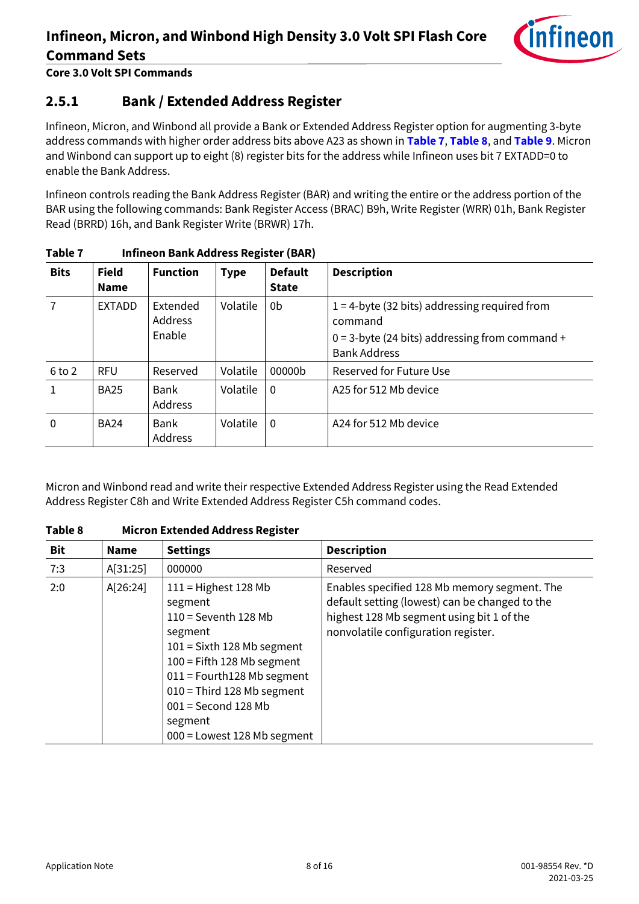### 2.5.1 Bank / Extended Address Register

Infineon, Micron, and Winbond all provide a Bank or Extended Address Register option for augmenting 3-byte address commands with higher order address bits above A23 as shown in **Table 7**, **Table 8**, and **Table 9**. Micron and Winbond can support up to eight (8) register bits for the address while Infineon uses bit 7 EXTADD=0 to enable the Bank Address.

Infineon controls reading the Bank Address Register (BAR) and writing the entire or the address portion of the BAR using the following commands: Bank Register Access (BRAC) B9h, Write Register (WRR) 01h, Bank Register Read (BRRD) 16h, and Bank Register Write (BRWR) 17h.

**Table 7 Infineon Bank Address Register (BAR)**

| Bits | Field Name | Function | Type | Default State | Description |
|---|---|---|---|---|---|
| 7 | EXTADD | Extended Address Enable | Volatile | 0b | 1 = 4-byte (32 bits) addressing required from command<br>0 = 3-byte (24 bits) addressing from command + Bank Address |
| 6 to 2 | RFU | Reserved | Volatile | 00000b | Reserved for Future Use |
| 1 | BA25 | Bank Address | Volatile | 0 | A25 for 512 Mb device |
| 0 | BA24 | Bank Address | Volatile | 0 | A24 for 512 Mb device |

Micron and Winbond read and write their respective Extended Address Register using the Read Extended Address Register C8h and Write Extended Address Register C5h command codes.

**Table 8 Micron Extended Address Register**

| Bit | Name | Settings | Description |
|---|---|---|---|
| 7:3 | A[31:25] | 000000 | Reserved |
| 2:0 | A[26:24] | 111 = Highest 128 Mb segment<br>110 = Seventh 128 Mb segment<br>101 = Sixth 128 Mb segment<br>100 = Fifth 128 Mb segment<br>011 = Fourth128 Mb segment<br>010 = Third 128 Mb segment<br>001 = Second 128 Mb segment<br>000 = Lowest 128 Mb segment | Enables specified 128 Mb memory segment. The default setting (lowest) can be changed to the highest 128 Mb segment using bit 1 of the nonvolatile configuration register. |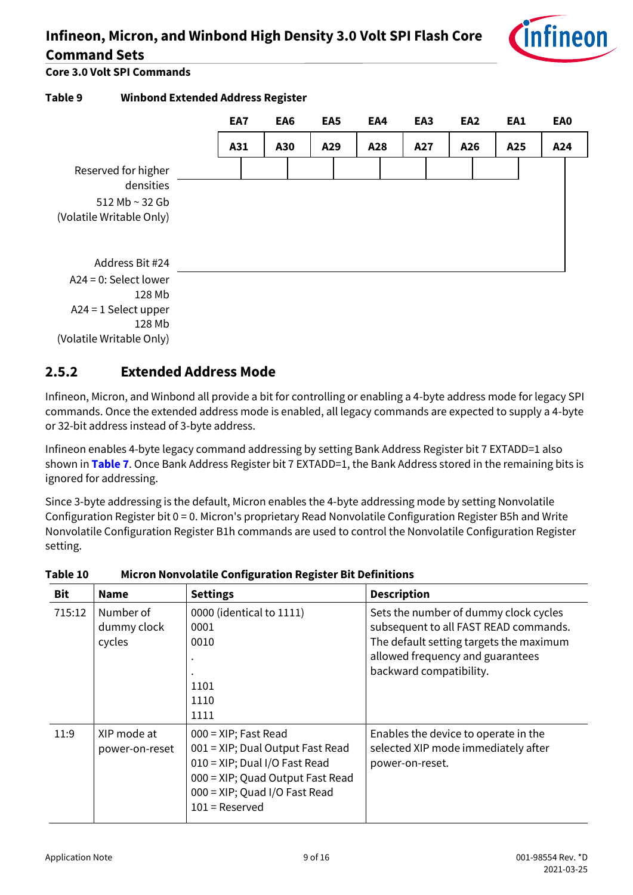**Table 9 Winbond Extended Address Register**

| | EA7 | EA6 | EA5 | EA4 | EA3 | EA2 | EA1 | EA0 |
|---|---|---|---|---|---|---|---|---|
| | A31 | A30 | A29 | A28 | A27 | A26 | A25 | A24 |

Reserved for higher densities 512 Mb ~ 32 Gb (Volatile Writable Only) — EA7 to EA1 (A31 to A25)

Address Bit #24 A24 = 0: Select lower 128 Mb A24 = 1 Select upper 128 Mb (Volatile Writable Only) — EA0 (A24)

## 2.5.2 Extended Address Mode

Infineon, Micron, and Winbond all provide a bit for controlling or enabling a 4-byte address mode for legacy SPI commands. Once the extended address mode is enabled, all legacy commands are expected to supply a 4-byte or 32-bit address instead of 3-byte address.

Infineon enables 4-byte legacy command addressing by setting Bank Address Register bit 7 EXTADD=1 also shown in **Table 7**. Once Bank Address Register bit 7 EXTADD=1, the Bank Address stored in the remaining bits is ignored for addressing.

Since 3-byte addressing is the default, Micron enables the 4-byte addressing mode by setting Nonvolatile Configuration Register bit 0 = 0. Micron's proprietary Read Nonvolatile Configuration Register B5h and Write Nonvolatile Configuration Register B1h commands are used to control the Nonvolatile Configuration Register setting.

**Table 10 Micron Nonvolatile Configuration Register Bit Definitions**

| Bit | Name | Settings | Description |
|---|---|---|---|
| 715:12 | Number of dummy clock cycles | 0000 (identical to 1111)<br>0001<br>0010<br>.<br>.<br>1101<br>1110<br>1111 | Sets the number of dummy clock cycles subsequent to all FAST READ commands. The default setting targets the maximum allowed frequency and guarantees backward compatibility. |
| 11:9 | XIP mode at power-on-reset | 000 = XIP; Fast Read<br>001 = XIP; Dual Output Fast Read<br>010 = XIP; Dual I/O Fast Read<br>000 = XIP; Quad Output Fast Read<br>000 = XIP; Quad I/O Fast Read<br>101 = Reserved | Enables the device to operate in the selected XIP mode immediately after power-on-reset. |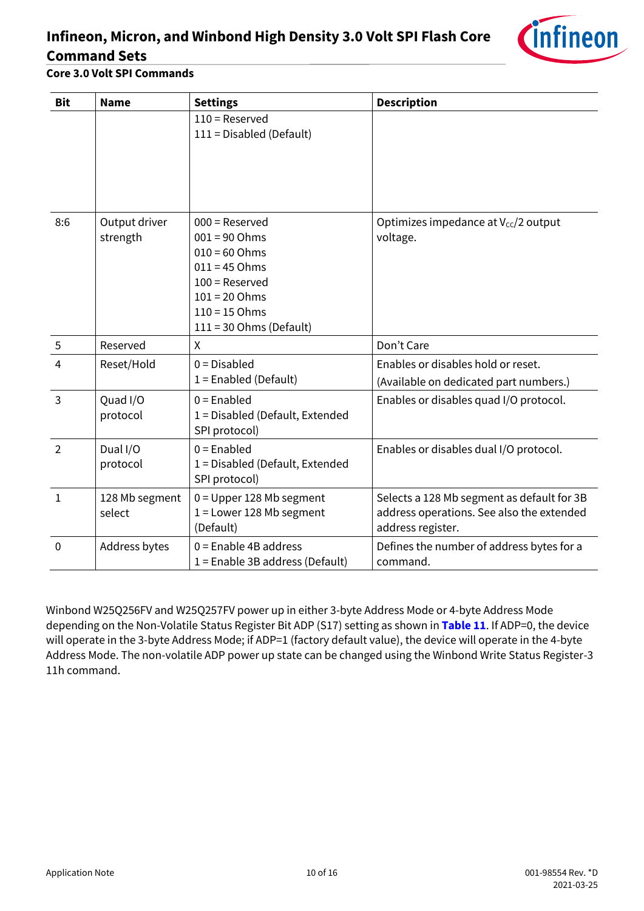| Bit | Name | Settings | Description |
|---|---|---|---|
| | | 110 = Reserved<br>111 = Disabled (Default) | |
| 8:6 | Output driver strength | 000 = Reserved<br>001 = 90 Ohms<br>010 = 60 Ohms<br>011 = 45 Ohms<br>100 = Reserved<br>101 = 20 Ohms<br>110 = 15 Ohms<br>111 = 30 Ohms (Default) | Optimizes impedance at $V_{CC}/2$ output voltage. |
| 5 | Reserved | X | Don't Care |
| 4 | Reset/Hold | 0 = Disabled<br>1 = Enabled (Default) | Enables or disables hold or reset.<br>(Available on dedicated part numbers.) |
| 3 | Quad I/O protocol | 0 = Enabled<br>1 = Disabled (Default, Extended SPI protocol) | Enables or disables quad I/O protocol. |
| 2 | Dual I/O protocol | 0 = Enabled<br>1 = Disabled (Default, Extended SPI protocol) | Enables or disables dual I/O protocol. |
| 1 | 128 Mb segment select | 0 = Upper 128 Mb segment<br>1 = Lower 128 Mb segment (Default) | Selects a 128 Mb segment as default for 3B address operations. See also the extended address register. |
| 0 | Address bytes | 0 = Enable 4B address<br>1 = Enable 3B address (Default) | Defines the number of address bytes for a command. |

Winbond W25Q256FV and W25Q257FV power up in either 3-byte Address Mode or 4-byte Address Mode depending on the Non-Volatile Status Register Bit ADP (S17) setting as shown in **Table 11**. If ADP=0, the device will operate in the 3-byte Address Mode; if ADP=1 (factory default value), the device will operate in the 4-byte Address Mode. The non-volatile ADP power up state can be changed using the Winbond Write Status Register-3 11h command.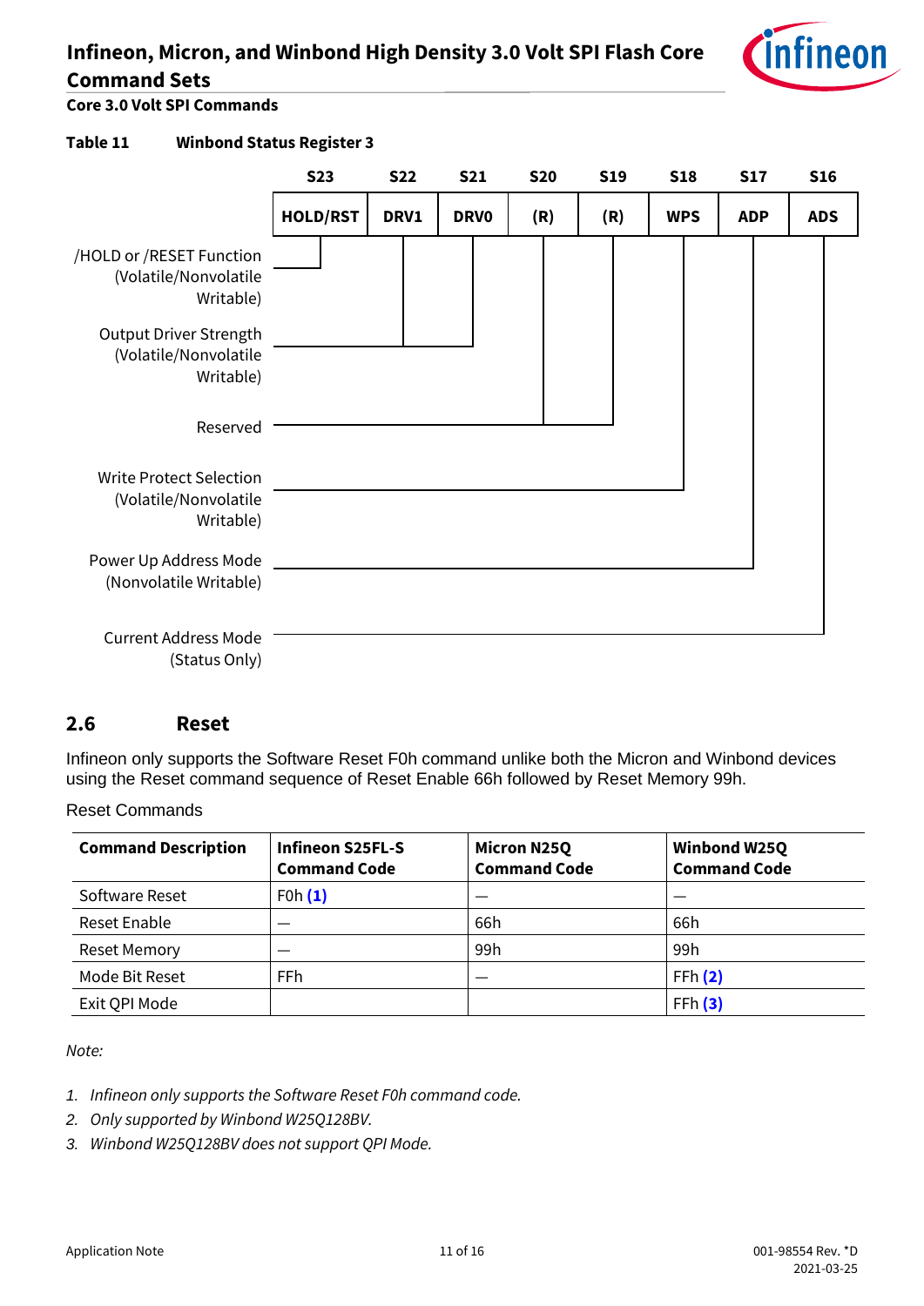### Table 11 Winbond Status Register 3

| S23 | S22 | S21 | S20 | S19 | S18 | S17 | S16 |
|---|---|---|---|---|---|---|---|
| HOLD/RST | DRV1 | DRV0 | (R) | (R) | WPS | ADP | ADS |

- S23: /HOLD or /RESET Function (Volatile/Nonvolatile Writable)
- S22, S21: Output Driver Strength (Volatile/Nonvolatile Writable)
- S20, S19: Reserved
- S18: Write Protect Selection (Volatile/Nonvolatile Writable)
- S17: Power Up Address Mode (Nonvolatile Writable)
- S16: Current Address Mode (Status Only)

## 2.6 Reset

Infineon only supports the Software Reset F0h command unlike both the Micron and Winbond devices using the Reset command sequence of Reset Enable 66h followed by Reset Memory 99h.

Reset Commands

| Command Description | Infineon S25FL-S Command Code | Micron N25Q Command Code | Winbond W25Q Command Code |
|---|---|---|---|
| Software Reset | F0h (1) | — | — |
| Reset Enable | — | 66h | 66h |
| Reset Memory | — | 99h | 99h |
| Mode Bit Reset | FFh | — | FFh (2) |
| Exit QPI Mode | | | FFh (3) |

*Note:*

1. *Infineon only supports the Software Reset F0h command code.*
2. *Only supported by Winbond W25Q128BV.*
3. *Winbond W25Q128BV does not support QPI Mode.*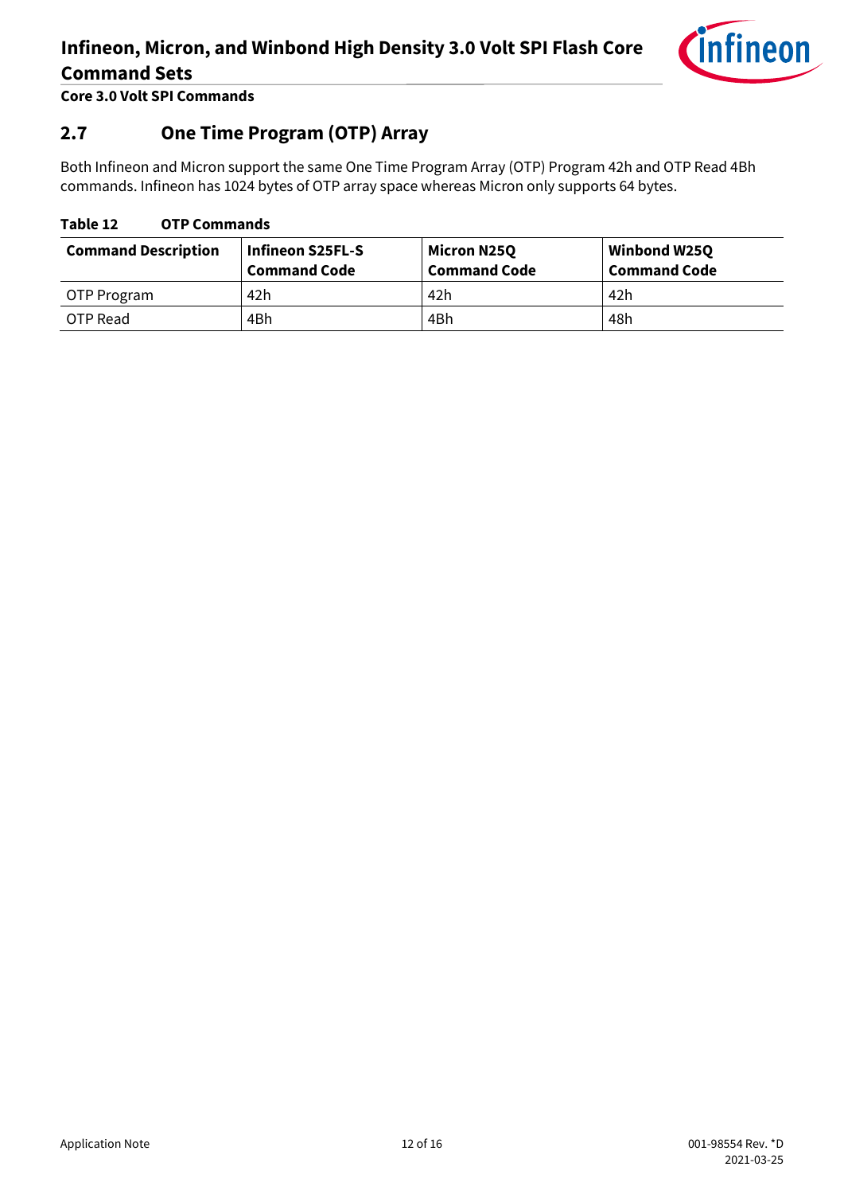## 2.7 One Time Program (OTP) Array

Both Infineon and Micron support the same One Time Program Array (OTP) Program 42h and OTP Read 4Bh commands. Infineon has 1024 bytes of OTP array space whereas Micron only supports 64 bytes.

**Table 12 OTP Commands**

| Command Description | Infineon S25FL-S Command Code | Micron N25Q Command Code | Winbond W25Q Command Code |
|---|---|---|---|
| OTP Program | 42h | 42h | 42h |
| OTP Read | 4Bh | 4Bh | 48h |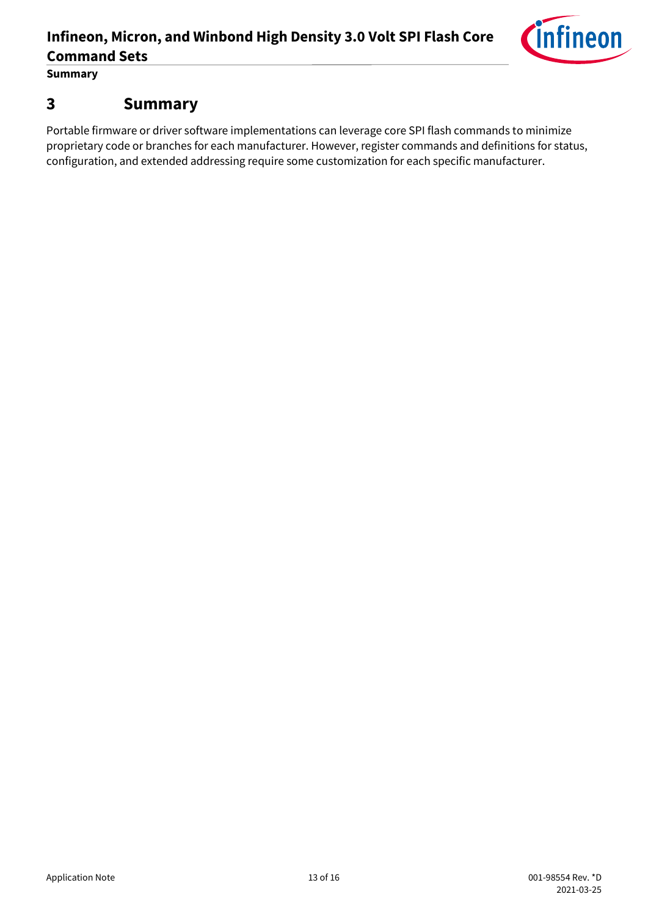# 3 Summary

Portable firmware or driver software implementations can leverage core SPI flash commands to minimize proprietary code or branches for each manufacturer. However, register commands and definitions for status, configuration, and extended addressing require some customization for each specific manufacturer.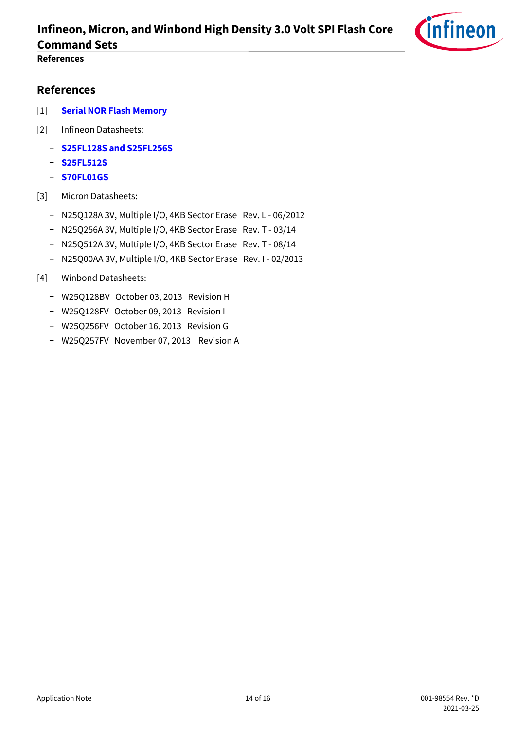# References

[1] **Serial NOR Flash Memory**

[2] Infineon Datasheets:

- **S25FL128S and S25FL256S**
- **S25FL512S**
- **S70FL01GS**

[3] Micron Datasheets:

- N25Q128A 3V, Multiple I/O, 4KB Sector Erase Rev. L - 06/2012
- N25Q256A 3V, Multiple I/O, 4KB Sector Erase Rev. T - 03/14
- N25Q512A 3V, Multiple I/O, 4KB Sector Erase Rev. T - 08/14
- N25Q00AA 3V, Multiple I/O, 4KB Sector Erase Rev. I - 02/2013

[4] Winbond Datasheets:

- W25Q128BV October 03, 2013 Revision H
- W25Q128FV October 09, 2013 Revision I
- W25Q256FV October 16, 2013 Revision G
- W25Q257FV November 07, 2013 Revision A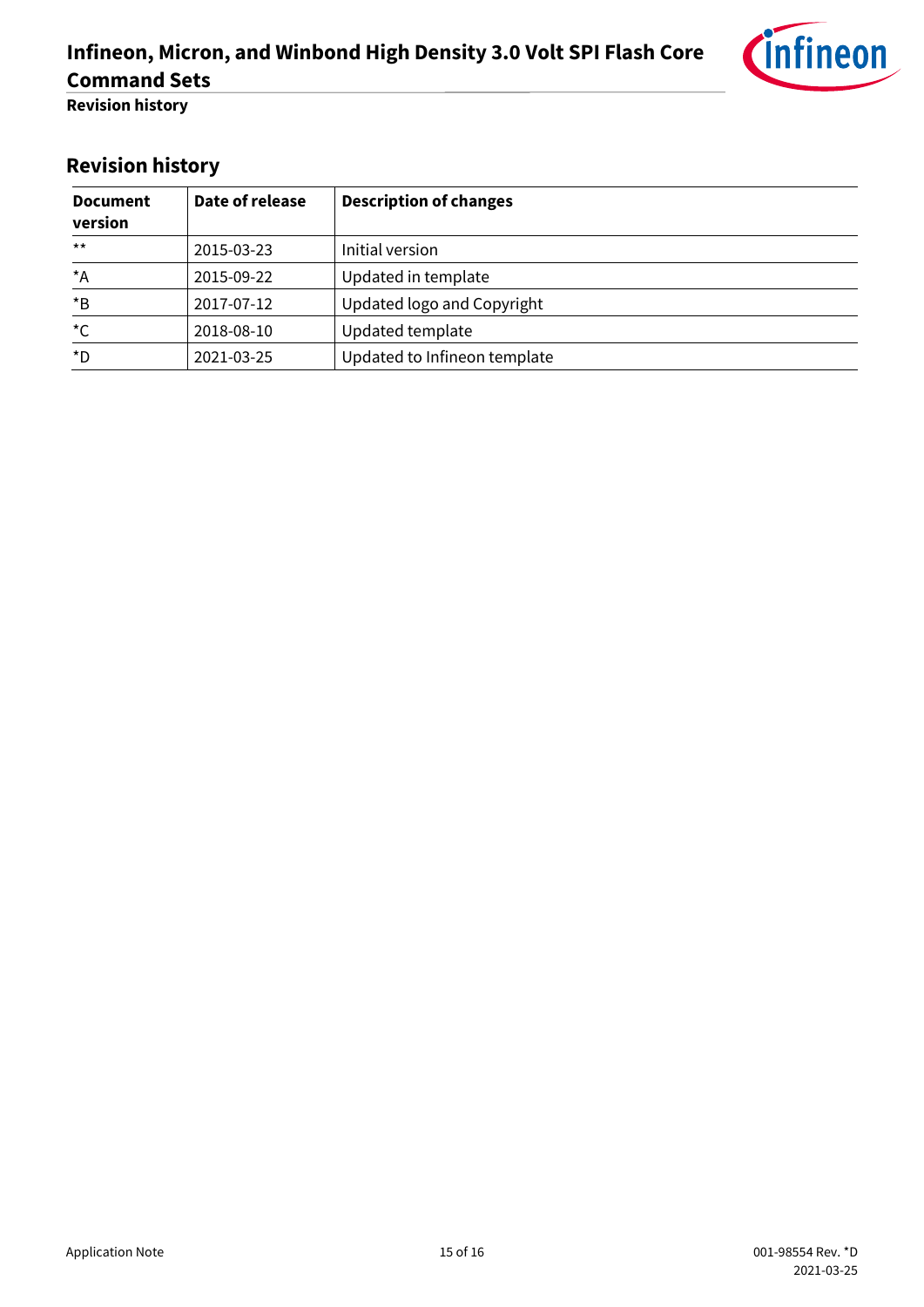## Revision history

| Document version | Date of release | Description of changes |
|---|---|---|
| ** | 2015-03-23 | Initial version |
| *A | 2015-09-22 | Updated in template |
| *B | 2017-07-12 | Updated logo and Copyright |
| *C | 2018-08-10 | Updated template |
| *D | 2021-03-25 | Updated to Infineon template |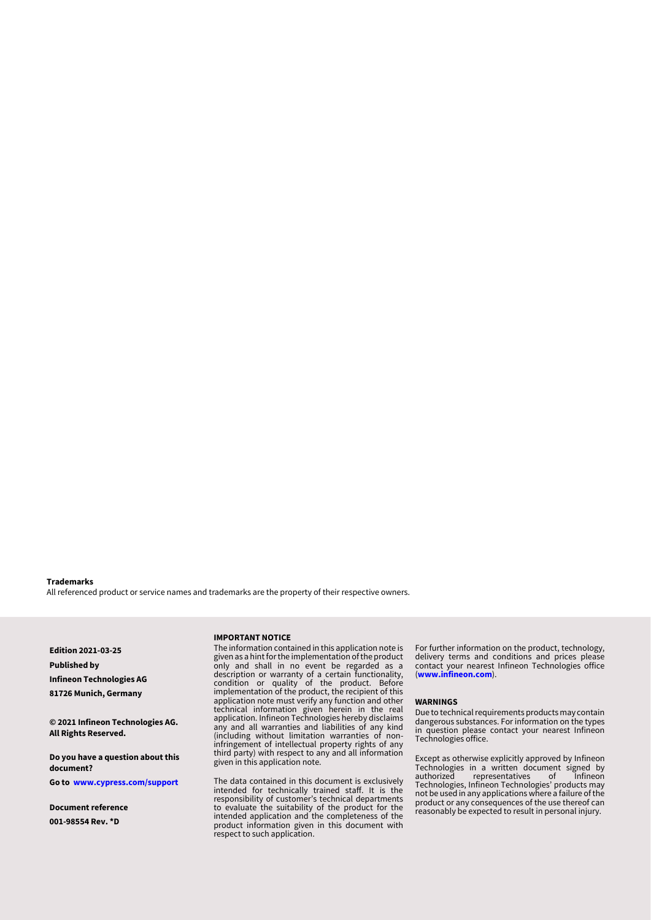**Trademarks**

All referenced product or service names and trademarks are the property of their respective owners.

**Edition 2021-03-25**

**Published by**

**Infineon Technologies AG**

**81726 Munich, Germany**

**© 2021 Infineon Technologies AG.**
**All Rights Reserved.**

**Do you have a question about this document?**

**Go to www.cypress.com/support**

**Document reference**

**001-98554 Rev. *D**

**IMPORTANT NOTICE**

The information contained in this application note is given as a hint for the implementation of the product only and shall in no event be regarded as a description or warranty of a certain functionality, condition or quality of the product. Before implementation of the product, the recipient of this application note must verify any function and other technical information given herein in the real application. Infineon Technologies hereby disclaims any and all warranties and liabilities of any kind (including without limitation warranties of non-infringement of intellectual property rights of any third party) with respect to any and all information given in this application note.

The data contained in this document is exclusively intended for technically trained staff. It is the responsibility of customer's technical departments to evaluate the suitability of the product for the intended application and the completeness of the product information given in this document with respect to such application.

For further information on the product, technology, delivery terms and conditions and prices please contact your nearest Infineon Technologies office (**www.infineon.com**).

**WARNINGS**

Due to technical requirements products may contain dangerous substances. For information on the types in question please contact your nearest Infineon Technologies office.

Except as otherwise explicitly approved by Infineon Technologies in a written document signed by authorized representatives of Infineon Technologies, Infineon Technologies' products may not be used in any applications where a failure of the product or any consequences of the use thereof can reasonably be expected to result in personal injury.